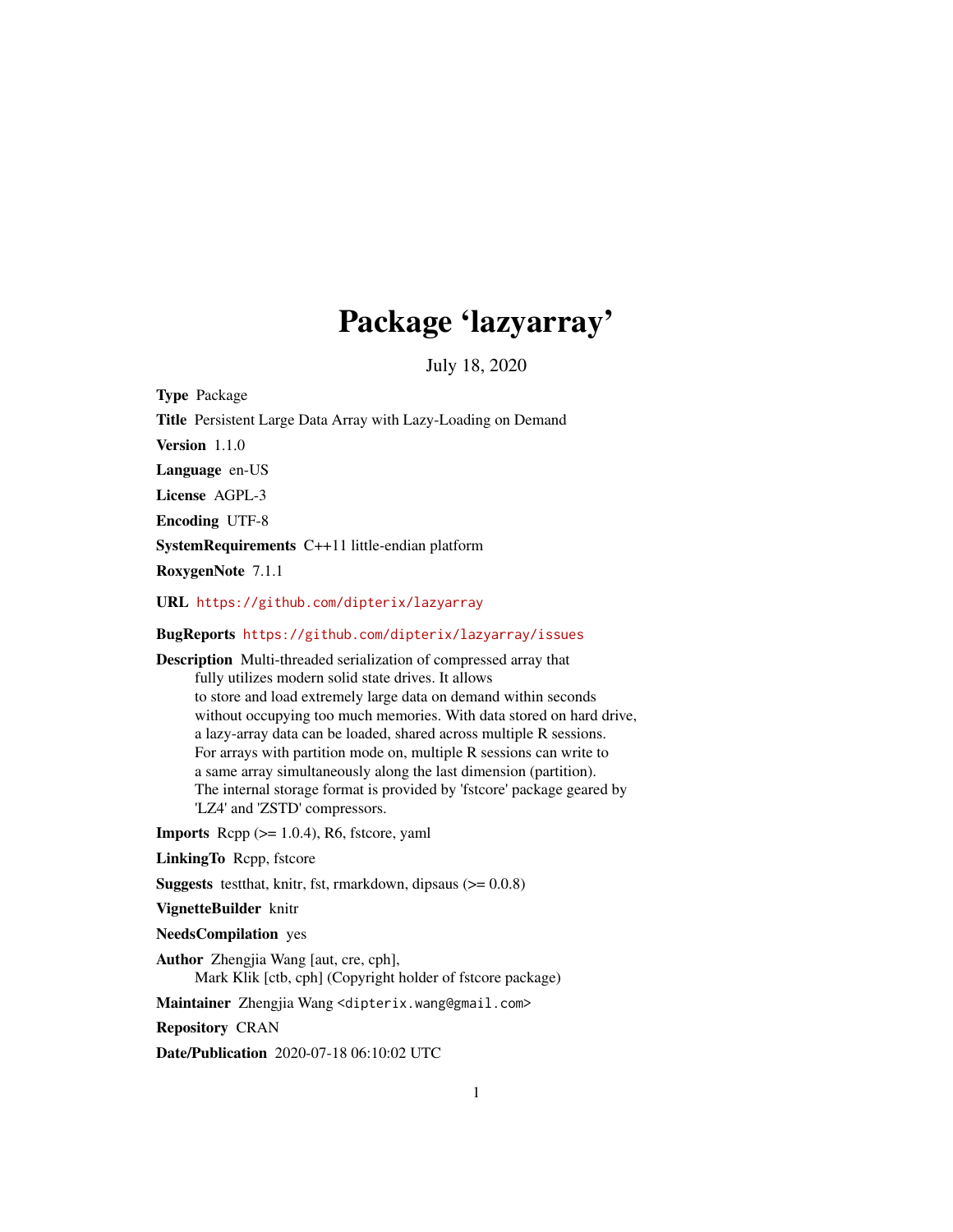# Package 'lazyarray'

July 18, 2020

**Type** Package

**Title** Persistent Large Data Array with Lazy-Loading on Demand

**Version** 1.1.0

**Language** en-US

**License** AGPL-3

**Encoding** UTF-8

**SystemRequirements** C++11 little-endian platform

**RoxygenNote** 7.1.1

**URL** https://github.com/dipterix/lazyarray

**BugReports** https://github.com/dipterix/lazyarray/issues

**Description** Multi-threaded serialization of compressed array that fully utilizes modern solid state drives. It allows to store and load extremely large data on demand within seconds without occupying too much memories. With data stored on hard drive, a lazy-array data can be loaded, shared across multiple R sessions. For arrays with partition mode on, multiple R sessions can write to a same array simultaneously along the last dimension (partition). The internal storage format is provided by 'fstcore' package geared by 'LZ4' and 'ZSTD' compressors.

**Imports** Rcpp (>= 1.0.4), R6, fstcore, yaml

**LinkingTo** Rcpp, fstcore

**Suggests** testthat, knitr, fst, rmarkdown, dipsaus (>= 0.0.8)

**VignetteBuilder** knitr

**NeedsCompilation** yes

**Author** Zhengjia Wang [aut, cre, cph], Mark Klik [ctb, cph] (Copyright holder of fstcore package)

**Maintainer** Zhengjia Wang <dipterix.wang@gmail.com>

**Repository** CRAN

**Date/Publication** 2020-07-18 06:10:02 UTC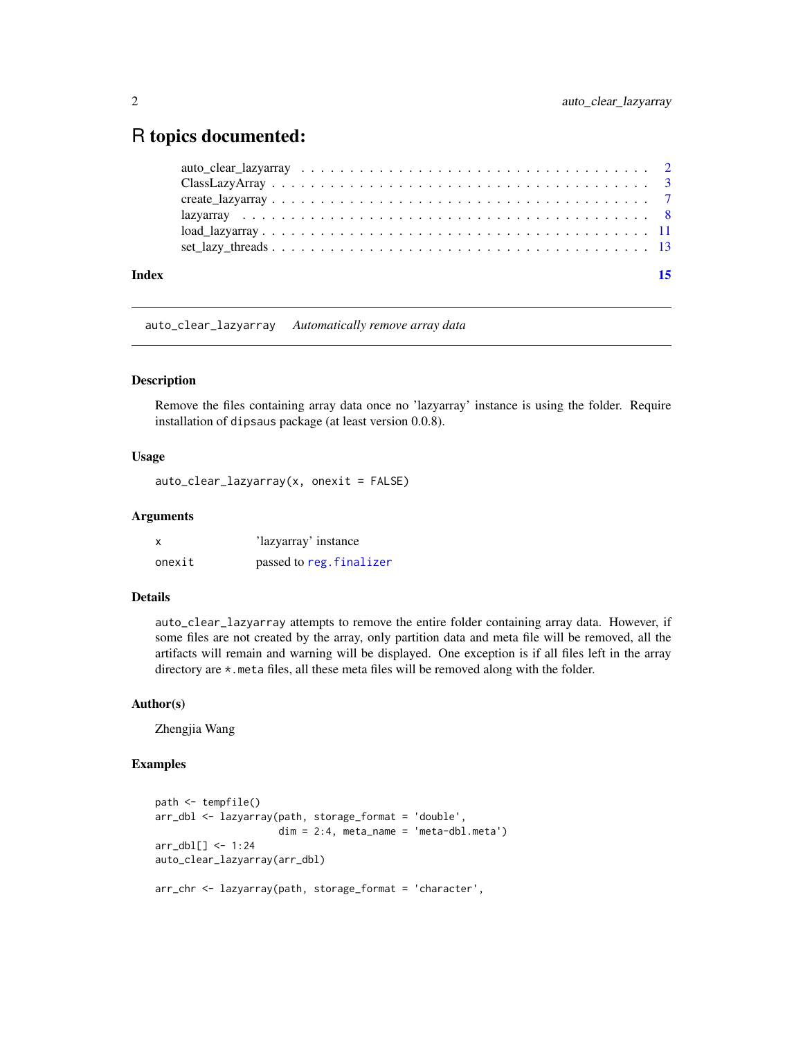# R topics documented:

auto_clear_lazyarray . . . . . . . . . . . . . . . . . . . . . . . . . . . . . . . . . . 2
ClassLazyArray . . . . . . . . . . . . . . . . . . . . . . . . . . . . . . . . . . . . . 3
create_lazyarray . . . . . . . . . . . . . . . . . . . . . . . . . . . . . . . . . . . . 7
lazyarray . . . . . . . . . . . . . . . . . . . . . . . . . . . . . . . . . . . . . . . . 8
load_lazyarray . . . . . . . . . . . . . . . . . . . . . . . . . . . . . . . . . . . . . 11
set_lazy_threads . . . . . . . . . . . . . . . . . . . . . . . . . . . . . . . . . . . . 13

**Index** **15**

---

## auto_clear_lazyarray *Automatically remove array data*

### Description

Remove the files containing array data once no 'lazyarray' instance is using the folder. Require installation of `dipsaus` package (at least version 0.0.8).

### Usage

```
auto_clear_lazyarray(x, onexit = FALSE)
```

### Arguments

| | |
|---|---|
| `x` | 'lazyarray' instance |
| `onexit` | passed to `reg.finalizer` |

### Details

`auto_clear_lazyarray` attempts to remove the entire folder containing array data. However, if some files are not created by the array, only partition data and meta file will be removed, all the artifacts will remain and warning will be displayed. One exception is if all files left in the array directory are `*.meta` files, all these meta files will be removed along with the folder.

### Author(s)

Zhengjia Wang

### Examples

```
path <- tempfile()
arr_dbl <- lazyarray(path, storage_format = 'double',
                     dim = 2:4, meta_name = 'meta-dbl.meta')
arr_dbl[] <- 1:24
auto_clear_lazyarray(arr_dbl)

arr_chr <- lazyarray(path, storage_format = 'character',
```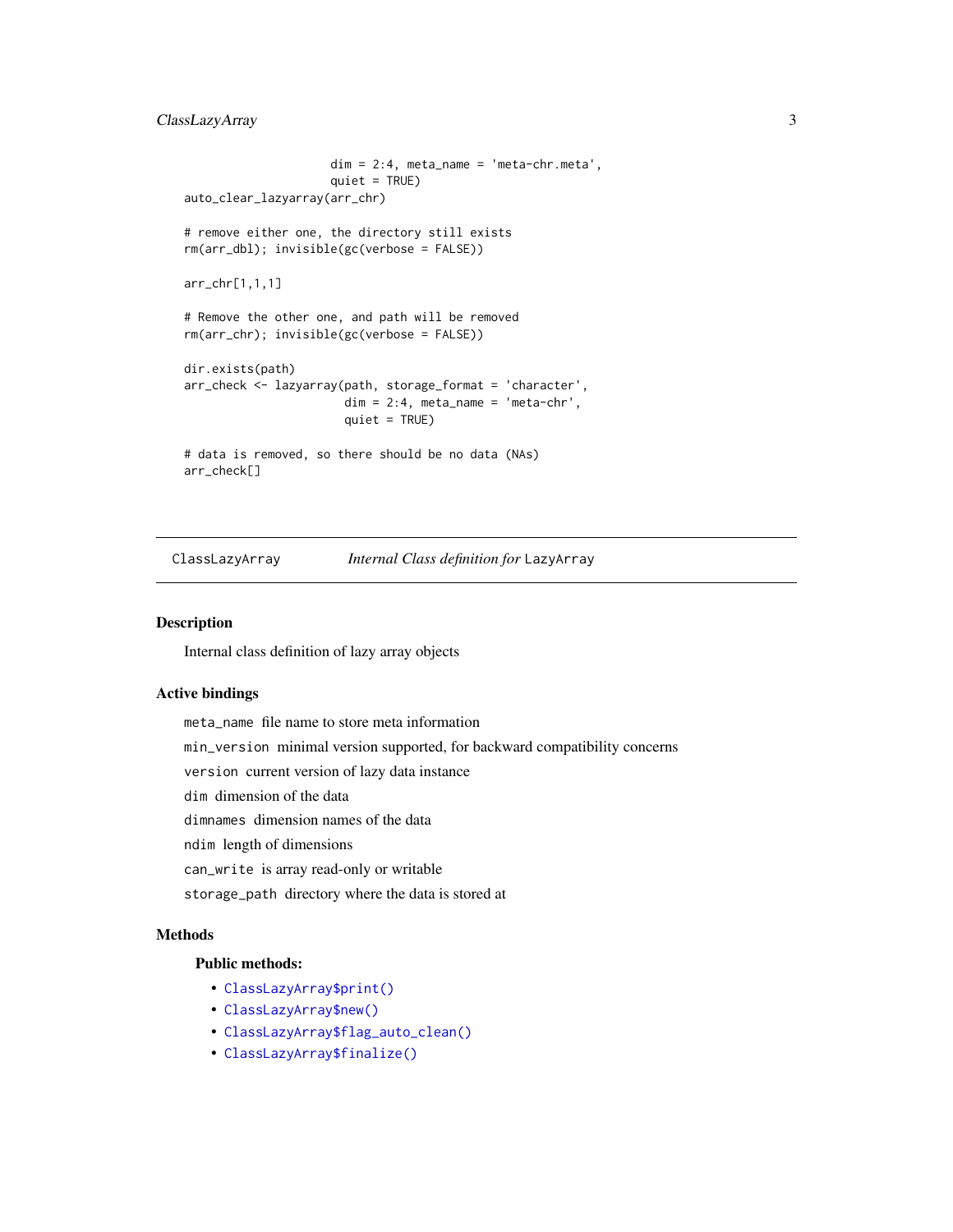```
                      dim = 2:4, meta_name = 'meta-chr.meta',
                      quiet = TRUE)
auto_clear_lazyarray(arr_chr)

# remove either one, the directory still exists
rm(arr_dbl); invisible(gc(verbose = FALSE))

arr_chr[1,1,1]

# Remove the other one, and path will be removed
rm(arr_chr); invisible(gc(verbose = FALSE))

dir.exists(path)
arr_check <- lazyarray(path, storage_format = 'character',
                        dim = 2:4, meta_name = 'meta-chr',
                        quiet = TRUE)

# data is removed, so there should be no data (NAs)
arr_check[]
```

## ClassLazyArray — *Internal Class definition for* `LazyArray`

### Description

Internal class definition of lazy array objects

### Active bindings

`meta_name` file name to store meta information

`min_version` minimal version supported, for backward compatibility concerns

`version` current version of lazy data instance

`dim` dimension of the data

`dimnames` dimension names of the data

`ndim` length of dimensions

`can_write` is array read-only or writable

`storage_path` directory where the data is stored at

### Methods

**Public methods:**

- `ClassLazyArray$print()`
- `ClassLazyArray$new()`
- `ClassLazyArray$flag_auto_clean()`
- `ClassLazyArray$finalize()`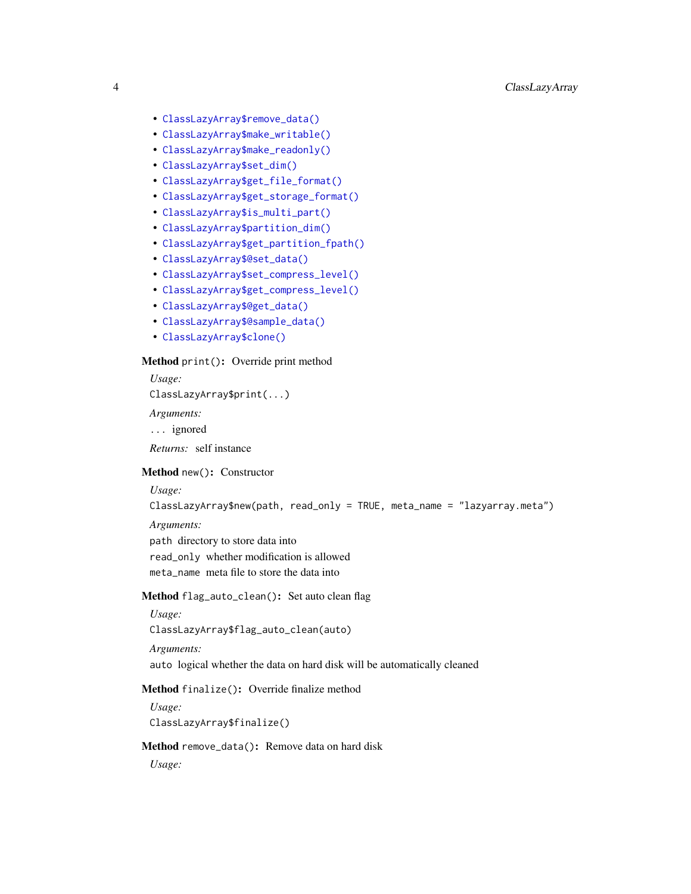- `ClassLazyArray$remove_data()`
- `ClassLazyArray$make_writable()`
- `ClassLazyArray$make_readonly()`
- `ClassLazyArray$set_dim()`
- `ClassLazyArray$get_file_format()`
- `ClassLazyArray$get_storage_format()`
- `ClassLazyArray$is_multi_part()`
- `ClassLazyArray$partition_dim()`
- `ClassLazyArray$get_partition_fpath()`
- `ClassLazyArray$@set_data()`
- `ClassLazyArray$set_compress_level()`
- `ClassLazyArray$get_compress_level()`
- `ClassLazyArray$@get_data()`
- `ClassLazyArray$@sample_data()`
- `ClassLazyArray$clone()`

**Method** `print()`**:** Override print method

*Usage:*

```
ClassLazyArray$print(...)
```

*Arguments:*

`...` ignored

*Returns:* self instance

**Method** `new()`**:** Constructor

*Usage:*

```
ClassLazyArray$new(path, read_only = TRUE, meta_name = "lazyarray.meta")
```

*Arguments:*

`path` directory to store data into

`read_only` whether modification is allowed

`meta_name` meta file to store the data into

**Method** `flag_auto_clean()`**:** Set auto clean flag

*Usage:*

```
ClassLazyArray$flag_auto_clean(auto)
```

*Arguments:*

`auto` logical whether the data on hard disk will be automatically cleaned

**Method** `finalize()`**:** Override finalize method

*Usage:*

```
ClassLazyArray$finalize()
```

**Method** `remove_data()`**:** Remove data on hard disk

*Usage:*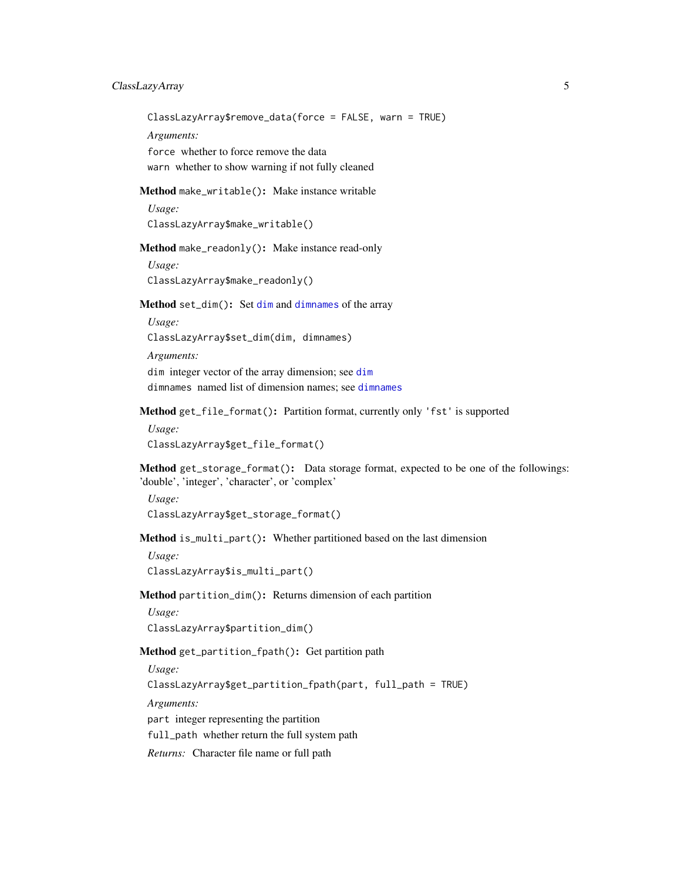```
ClassLazyArray$remove_data(force = FALSE, warn = TRUE)
```

*Arguments:*

`force` whether to force remove the data

`warn` whether to show warning if not fully cleaned

**Method** `make_writable()`**:** Make instance writable

*Usage:*

```
ClassLazyArray$make_writable()
```

**Method** `make_readonly()`**:** Make instance read-only

*Usage:*

```
ClassLazyArray$make_readonly()
```

**Method** `set_dim()`**:** Set `dim` and `dimnames` of the array

*Usage:*

```
ClassLazyArray$set_dim(dim, dimnames)
```

*Arguments:*

`dim` integer vector of the array dimension; see `dim`

`dimnames` named list of dimension names; see `dimnames`

**Method** `get_file_format()`**:** Partition format, currently only `'fst'` is supported

*Usage:*

```
ClassLazyArray$get_file_format()
```

**Method** `get_storage_format()`**:** Data storage format, expected to be one of the followings: 'double', 'integer', 'character', or 'complex'

*Usage:*

```
ClassLazyArray$get_storage_format()
```

**Method** `is_multi_part()`**:** Whether partitioned based on the last dimension

*Usage:*

```
ClassLazyArray$is_multi_part()
```

**Method** `partition_dim()`**:** Returns dimension of each partition

*Usage:*

```
ClassLazyArray$partition_dim()
```

**Method** `get_partition_fpath()`**:** Get partition path

*Usage:*

```
ClassLazyArray$get_partition_fpath(part, full_path = TRUE)
```

*Arguments:*

`part` integer representing the partition

`full_path` whether return the full system path

*Returns:* Character file name or full path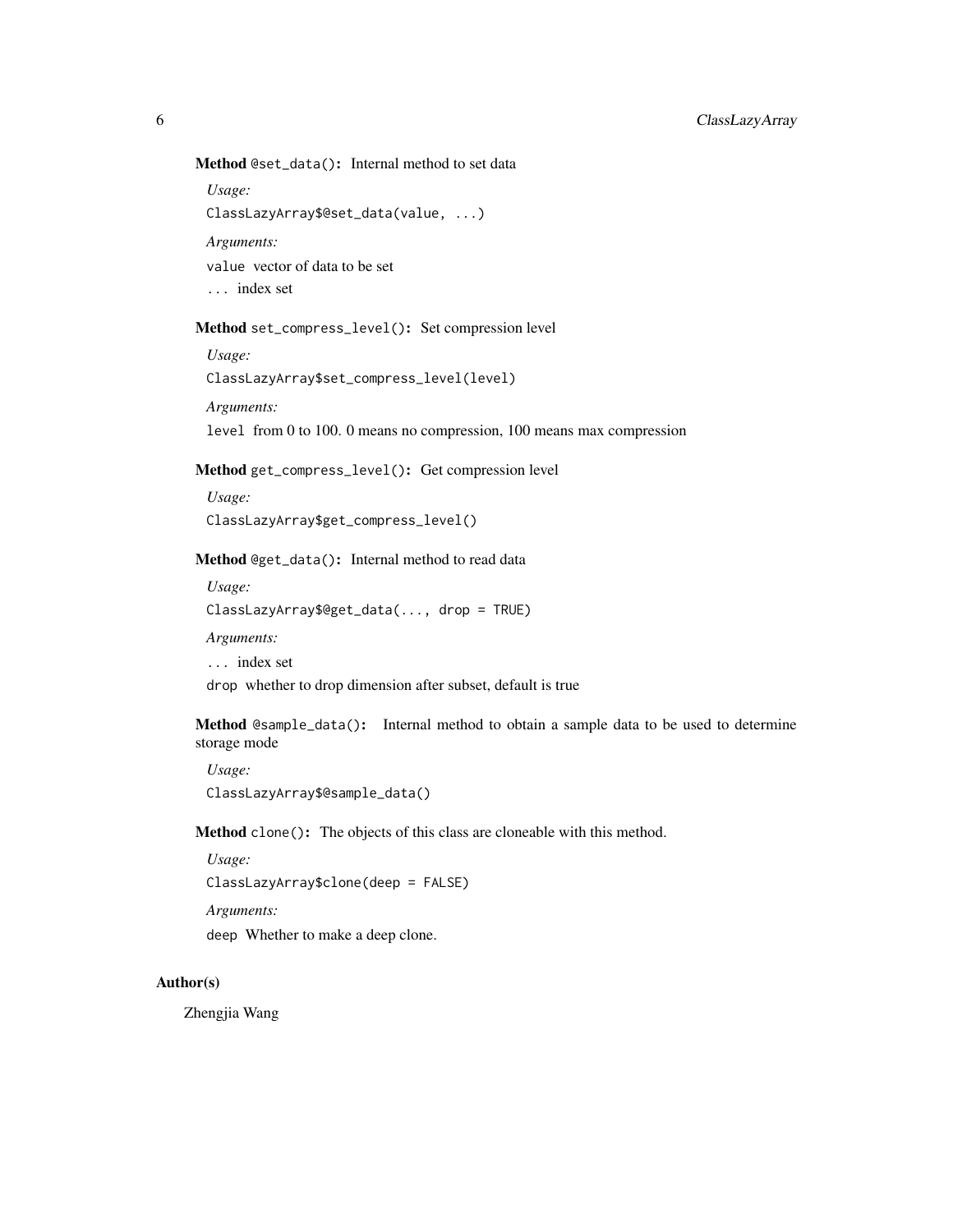**Method** `@set_data()`: Internal method to set data

*Usage:*

```
ClassLazyArray$@set_data(value, ...)
```

*Arguments:*

`value` vector of data to be set

`...` index set

**Method** `set_compress_level()`: Set compression level

*Usage:*

```
ClassLazyArray$set_compress_level(level)
```

*Arguments:*

`level` from 0 to 100. 0 means no compression, 100 means max compression

**Method** `get_compress_level()`: Get compression level

*Usage:*

```
ClassLazyArray$get_compress_level()
```

**Method** `@get_data()`: Internal method to read data

*Usage:*

```
ClassLazyArray$@get_data(..., drop = TRUE)
```

*Arguments:*

`...` index set

`drop` whether to drop dimension after subset, default is true

**Method** `@sample_data()`: Internal method to obtain a sample data to be used to determine storage mode

*Usage:*

```
ClassLazyArray$@sample_data()
```

**Method** `clone()`: The objects of this class are cloneable with this method.

*Usage:*

```
ClassLazyArray$clone(deep = FALSE)
```

*Arguments:*

`deep` Whether to make a deep clone.

## Author(s)

Zhengjia Wang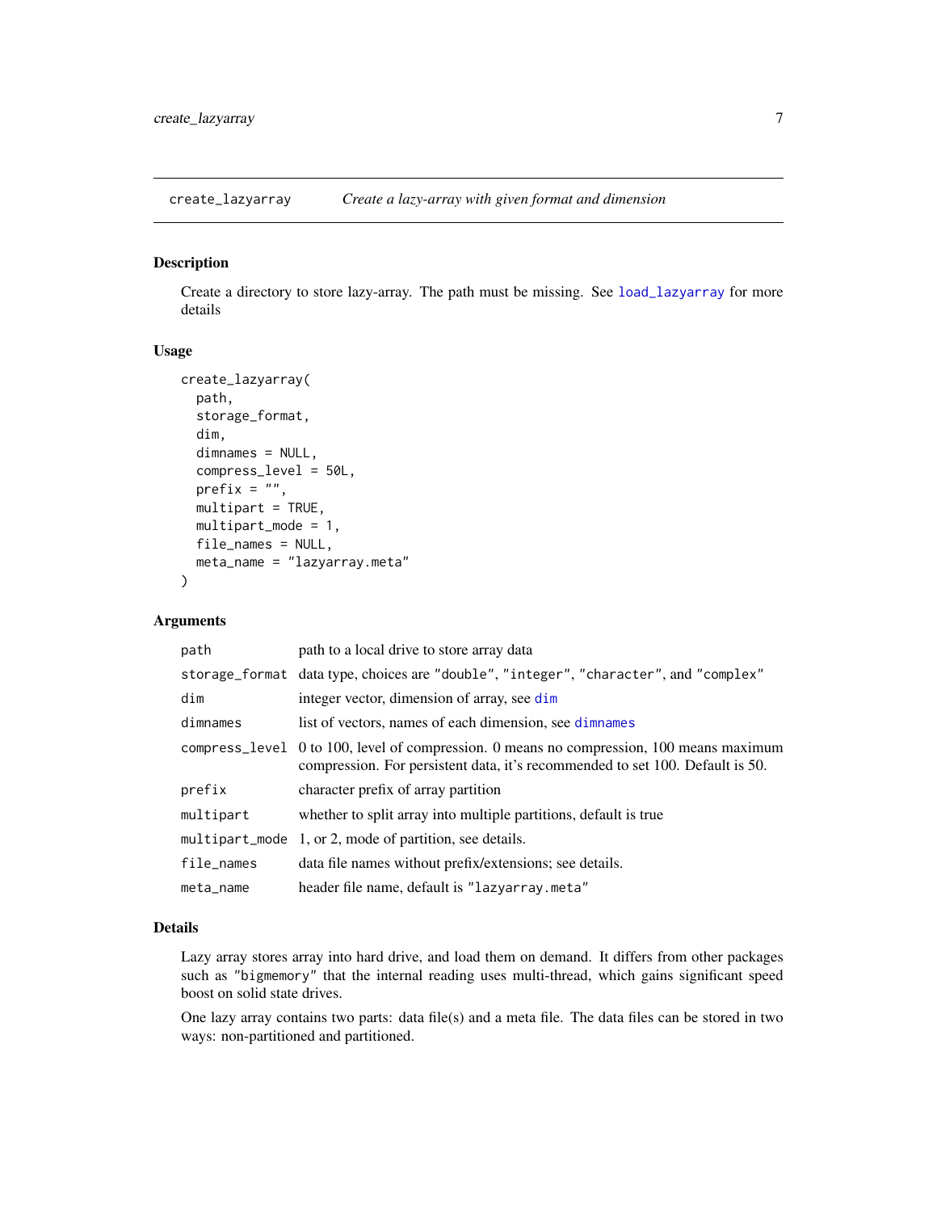## create_lazyarray — *Create a lazy-array with given format and dimension*

### Description

Create a directory to store lazy-array. The path must be missing. See `load_lazyarray` for more details

### Usage

```
create_lazyarray(
  path,
  storage_format,
  dim,
  dimnames = NULL,
  compress_level = 50L,
  prefix = "",
  multipart = TRUE,
  multipart_mode = 1,
  file_names = NULL,
  meta_name = "lazyarray.meta"
)
```

### Arguments

| | |
|---|---|
| `path` | path to a local drive to store array data |
| `storage_format` | data type, choices are `"double"`, `"integer"`, `"character"`, and `"complex"` |
| `dim` | integer vector, dimension of array, see `dim` |
| `dimnames` | list of vectors, names of each dimension, see `dimnames` |
| `compress_level` | 0 to 100, level of compression. 0 means no compression, 100 means maximum compression. For persistent data, it's recommended to set 100. Default is 50. |
| `prefix` | character prefix of array partition |
| `multipart` | whether to split array into multiple partitions, default is true |
| `multipart_mode` | 1, or 2, mode of partition, see details. |
| `file_names` | data file names without prefix/extensions; see details. |
| `meta_name` | header file name, default is `"lazyarray.meta"` |

### Details

Lazy array stores array into hard drive, and load them on demand. It differs from other packages such as `"bigmemory"` that the internal reading uses multi-thread, which gains significant speed boost on solid state drives.

One lazy array contains two parts: data file(s) and a meta file. The data files can be stored in two ways: non-partitioned and partitioned.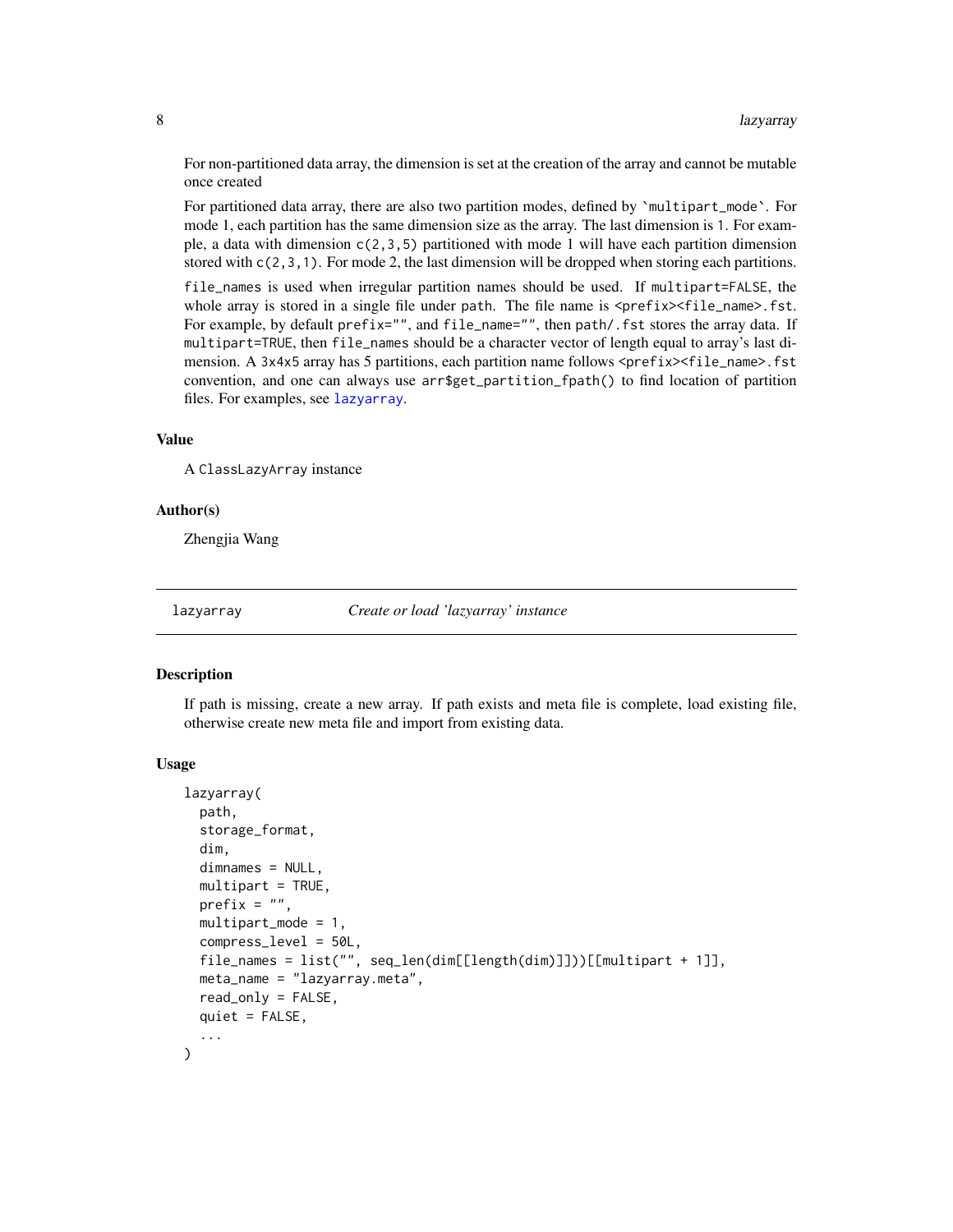For non-partitioned data array, the dimension is set at the creation of the array and cannot be mutable once created

For partitioned data array, there are also two partition modes, defined by `multipart_mode`. For mode 1, each partition has the same dimension size as the array. The last dimension is `1`. For example, a data with dimension `c(2,3,5)` partitioned with mode 1 will have each partition dimension stored with `c(2,3,1)`. For mode 2, the last dimension will be dropped when storing each partitions.

`file_names` is used when irregular partition names should be used. If `multipart=FALSE`, the whole array is stored in a single file under `path`. The file name is `<prefix><file_name>.fst`. For example, by default `prefix=""`, and `file_name=""`, then `path/.fst` stores the array data. If `multipart=TRUE`, then `file_names` should be a character vector of length equal to array's last dimension. A `3x4x5` array has 5 partitions, each partition name follows `<prefix><file_name>.fst` convention, and one can always use `arr$get_partition_fpath()` to find location of partition files. For examples, see lazyarray.

### Value

A `ClassLazyArray` instance

### Author(s)

Zhengjia Wang

---

## lazyarray — *Create or load 'lazyarray' instance*

### Description

If path is missing, create a new array. If path exists and meta file is complete, load existing file, otherwise create new meta file and import from existing data.

### Usage

```
lazyarray(
  path,
  storage_format,
  dim,
  dimnames = NULL,
  multipart = TRUE,
  prefix = "",
  multipart_mode = 1,
  compress_level = 50L,
  file_names = list("", seq_len(dim[[length(dim)]]))[[multipart + 1]],
  meta_name = "lazyarray.meta",
  read_only = FALSE,
  quiet = FALSE,
  ...
)
```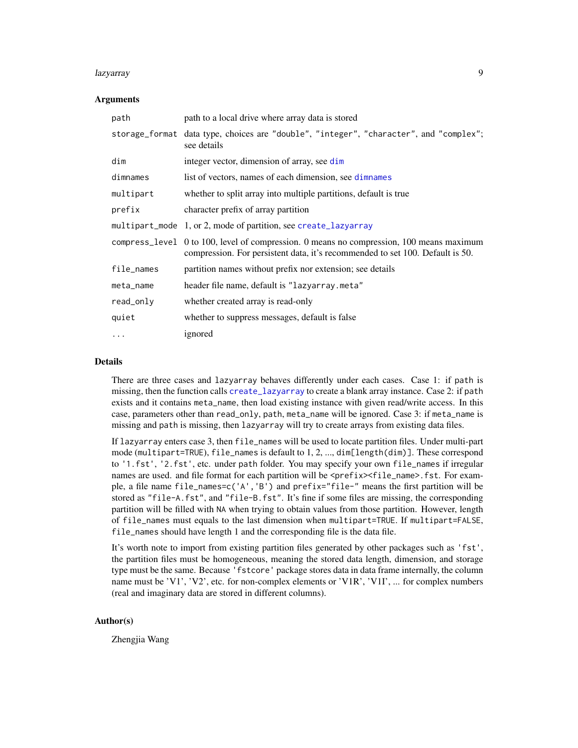### Arguments

| | |
|---|---|
| `path` | path to a local drive where array data is stored |
| `storage_format` | data type, choices are `"double"`, `"integer"`, `"character"`, and `"complex"`; see details |
| `dim` | integer vector, dimension of array, see `dim` |
| `dimnames` | list of vectors, names of each dimension, see `dimnames` |
| `multipart` | whether to split array into multiple partitions, default is true |
| `prefix` | character prefix of array partition |
| `multipart_mode` | 1, or 2, mode of partition, see `create_lazyarray` |
| `compress_level` | 0 to 100, level of compression. 0 means no compression, 100 means maximum compression. For persistent data, it's recommended to set 100. Default is 50. |
| `file_names` | partition names without prefix nor extension; see details |
| `meta_name` | header file name, default is `"lazyarray.meta"` |
| `read_only` | whether created array is read-only |
| `quiet` | whether to suppress messages, default is false |
| `...` | ignored |

### Details

There are three cases and `lazyarray` behaves differently under each cases. Case 1: if `path` is missing, then the function calls `create_lazyarray` to create a blank array instance. Case 2: if `path` exists and it contains `meta_name`, then load existing instance with given read/write access. In this case, parameters other than `read_only`, `path`, `meta_name` will be ignored. Case 3: if `meta_name` is missing and `path` is missing, then `lazyarray` will try to create arrays from existing data files.

If `lazyarray` enters case 3, then `file_names` will be used to locate partition files. Under multi-part mode (`multipart=TRUE`), `file_names` is default to 1, 2, ..., `dim[length(dim)]`. These correspond to `'1.fst'`, `'2.fst'`, etc. under `path` folder. You may specify your own `file_names` if irregular names are used. and file format for each partition will be `<prefix><file_name>.fst`. For example, a file name `file_names=c('A','B')` and `prefix="file-"` means the first partition will be stored as `"file-A.fst"`, and `"file-B.fst"`. It's fine if some files are missing, the corresponding partition will be filled with `NA` when trying to obtain values from those partition. However, length of `file_names` must equals to the last dimension when `multipart=TRUE`. If `multipart=FALSE`, `file_names` should have length 1 and the corresponding file is the data file.

It's worth note to import from existing partition files generated by other packages such as `'fst'`, the partition files must be homogeneous, meaning the stored data length, dimension, and storage type must be the same. Because `'fstcore'` package stores data in data frame internally, the column name must be 'V1', 'V2', etc. for non-complex elements or 'V1R', 'V1I', ... for complex numbers (real and imaginary data are stored in different columns).

### Author(s)

Zhengjia Wang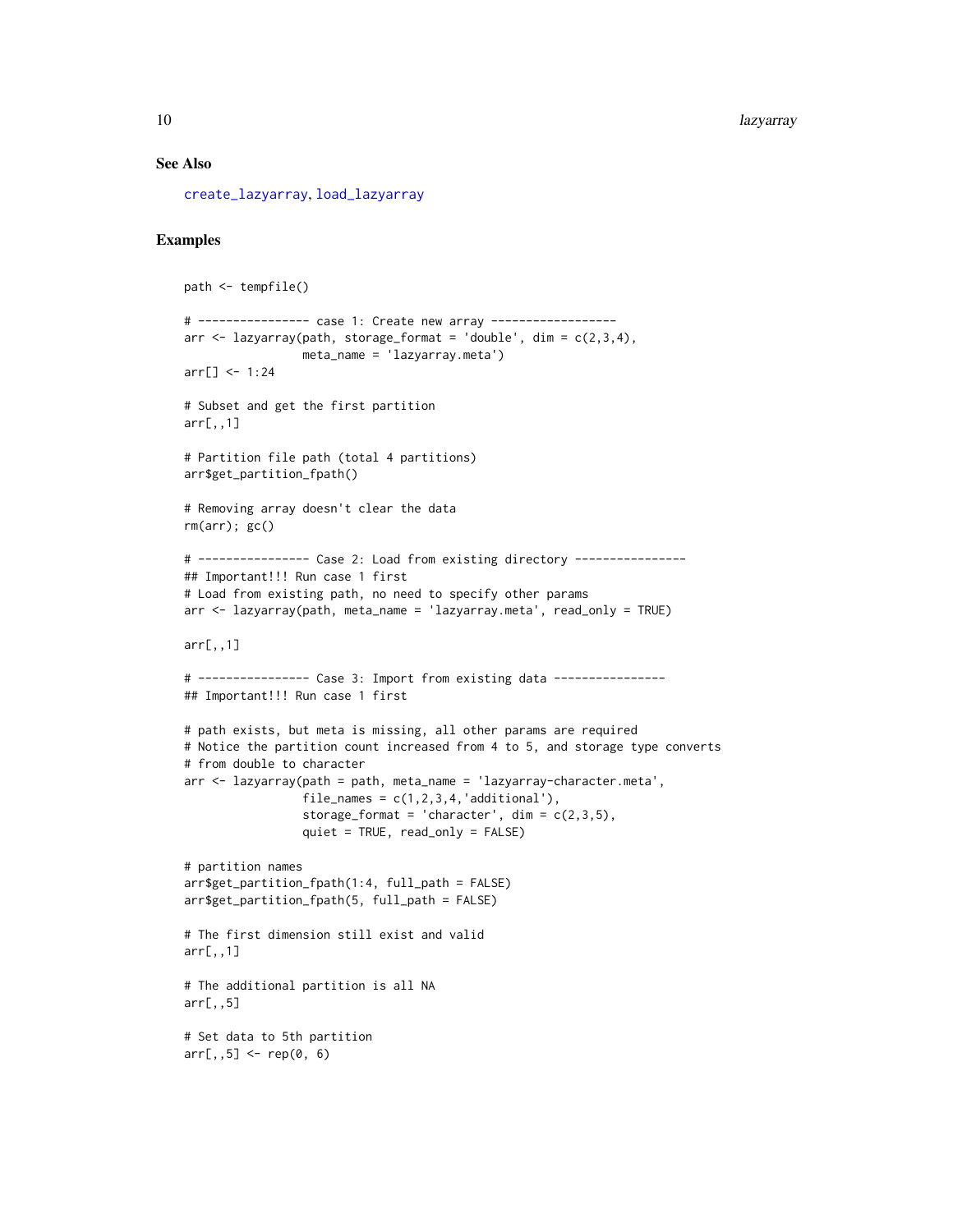## See Also

create_lazyarray, load_lazyarray

## Examples

```
path <- tempfile()

# ---------------- case 1: Create new array ------------------
arr <- lazyarray(path, storage_format = 'double', dim = c(2,3,4),
                 meta_name = 'lazyarray.meta')
arr[] <- 1:24

# Subset and get the first partition
arr[,,1]

# Partition file path (total 4 partitions)
arr$get_partition_fpath()

# Removing array doesn't clear the data
rm(arr); gc()

# ---------------- Case 2: Load from existing directory ----------------
## Important!!! Run case 1 first
# Load from existing path, no need to specify other params
arr <- lazyarray(path, meta_name = 'lazyarray.meta', read_only = TRUE)

arr[,,1]

# ---------------- Case 3: Import from existing data ----------------
## Important!!! Run case 1 first

# path exists, but meta is missing, all other params are required
# Notice the partition count increased from 4 to 5, and storage type converts
# from double to character
arr <- lazyarray(path = path, meta_name = 'lazyarray-character.meta',
                 file_names = c(1,2,3,4,'additional'),
                 storage_format = 'character', dim = c(2,3,5),
                 quiet = TRUE, read_only = FALSE)

# partition names
arr$get_partition_fpath(1:4, full_path = FALSE)
arr$get_partition_fpath(5, full_path = FALSE)

# The first dimension still exist and valid
arr[,,1]

# The additional partition is all NA
arr[,,5]

# Set data to 5th partition
arr[,,5] <- rep(0, 6)
```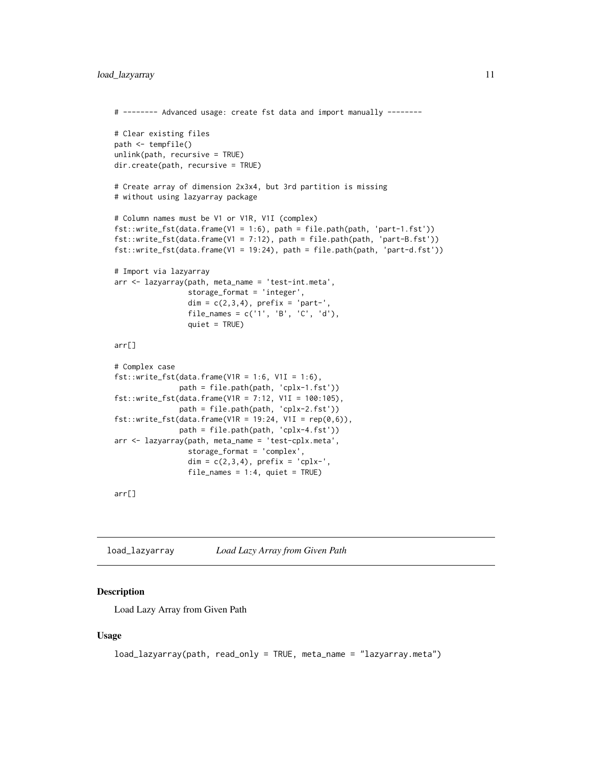```
# -------- Advanced usage: create fst data and import manually --------

# Clear existing files
path <- tempfile()
unlink(path, recursive = TRUE)
dir.create(path, recursive = TRUE)

# Create array of dimension 2x3x4, but 3rd partition is missing
# without using lazyarray package

# Column names must be V1 or V1R, V1I (complex)
fst::write_fst(data.frame(V1 = 1:6), path = file.path(path, 'part-1.fst'))
fst::write_fst(data.frame(V1 = 7:12), path = file.path(path, 'part-B.fst'))
fst::write_fst(data.frame(V1 = 19:24), path = file.path(path, 'part-d.fst'))

# Import via lazyarray
arr <- lazyarray(path, meta_name = 'test-int.meta',
                 storage_format = 'integer',
                 dim = c(2,3,4), prefix = 'part-',
                 file_names = c('1', 'B', 'C', 'd'),
                 quiet = TRUE)

arr[]

# Complex case
fst::write_fst(data.frame(V1R = 1:6, V1I = 1:6),
               path = file.path(path, 'cplx-1.fst'))
fst::write_fst(data.frame(V1R = 7:12, V1I = 100:105),
               path = file.path(path, 'cplx-2.fst'))
fst::write_fst(data.frame(V1R = 19:24, V1I = rep(0,6)),
               path = file.path(path, 'cplx-4.fst'))
arr <- lazyarray(path, meta_name = 'test-cplx.meta',
                 storage_format = 'complex',
                 dim = c(2,3,4), prefix = 'cplx-',
                 file_names = 1:4, quiet = TRUE)

arr[]
```

## load_lazyarray *Load Lazy Array from Given Path*

### Description

Load Lazy Array from Given Path

### Usage

```
load_lazyarray(path, read_only = TRUE, meta_name = "lazyarray.meta")
```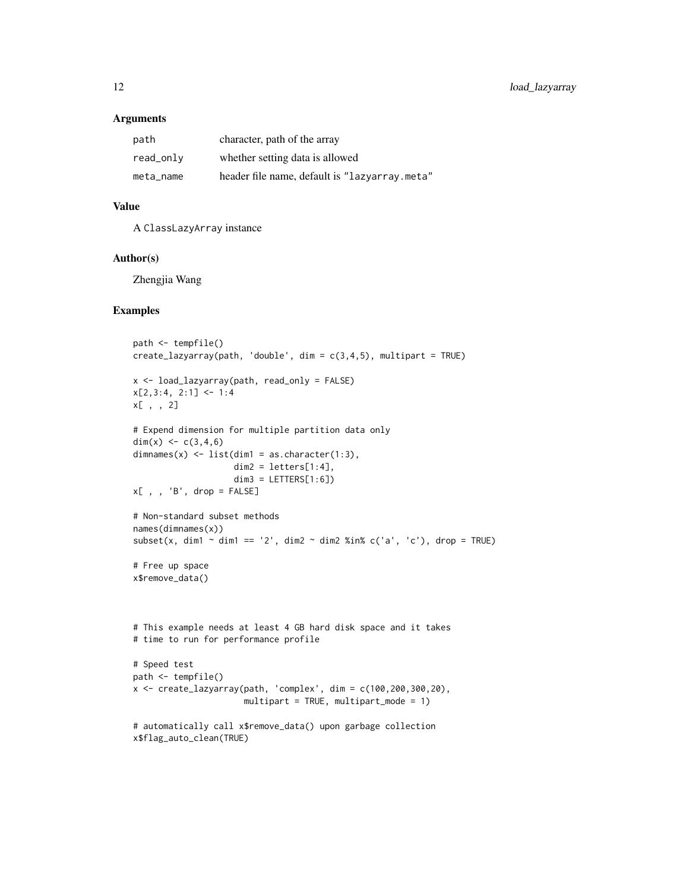## Arguments

| | |
|---|---|
| `path` | character, path of the array |
| `read_only` | whether setting data is allowed |
| `meta_name` | header file name, default is "lazyarray.meta" |

## Value

A `ClassLazyArray` instance

## Author(s)

Zhengjia Wang

## Examples

```
path <- tempfile()
create_lazyarray(path, 'double', dim = c(3,4,5), multipart = TRUE)

x <- load_lazyarray(path, read_only = FALSE)
x[2,3:4, 2:1] <- 1:4
x[ , , 2]

# Expend dimension for multiple partition data only
dim(x) <- c(3,4,6)
dimnames(x) <- list(dim1 = as.character(1:3),
                    dim2 = letters[1:4],
                    dim3 = LETTERS[1:6])
x[ , , 'B', drop = FALSE]

# Non-standard subset methods
names(dimnames(x))
subset(x, dim1 ~ dim1 == '2', dim2 ~ dim2 %in% c('a', 'c'), drop = TRUE)

# Free up space
x$remove_data()



# This example needs at least 4 GB hard disk space and it takes
# time to run for performance profile

# Speed test
path <- tempfile()
x <- create_lazyarray(path, 'complex', dim = c(100,200,300,20),
                      multipart = TRUE, multipart_mode = 1)

# automatically call x$remove_data() upon garbage collection
x$flag_auto_clean(TRUE)
```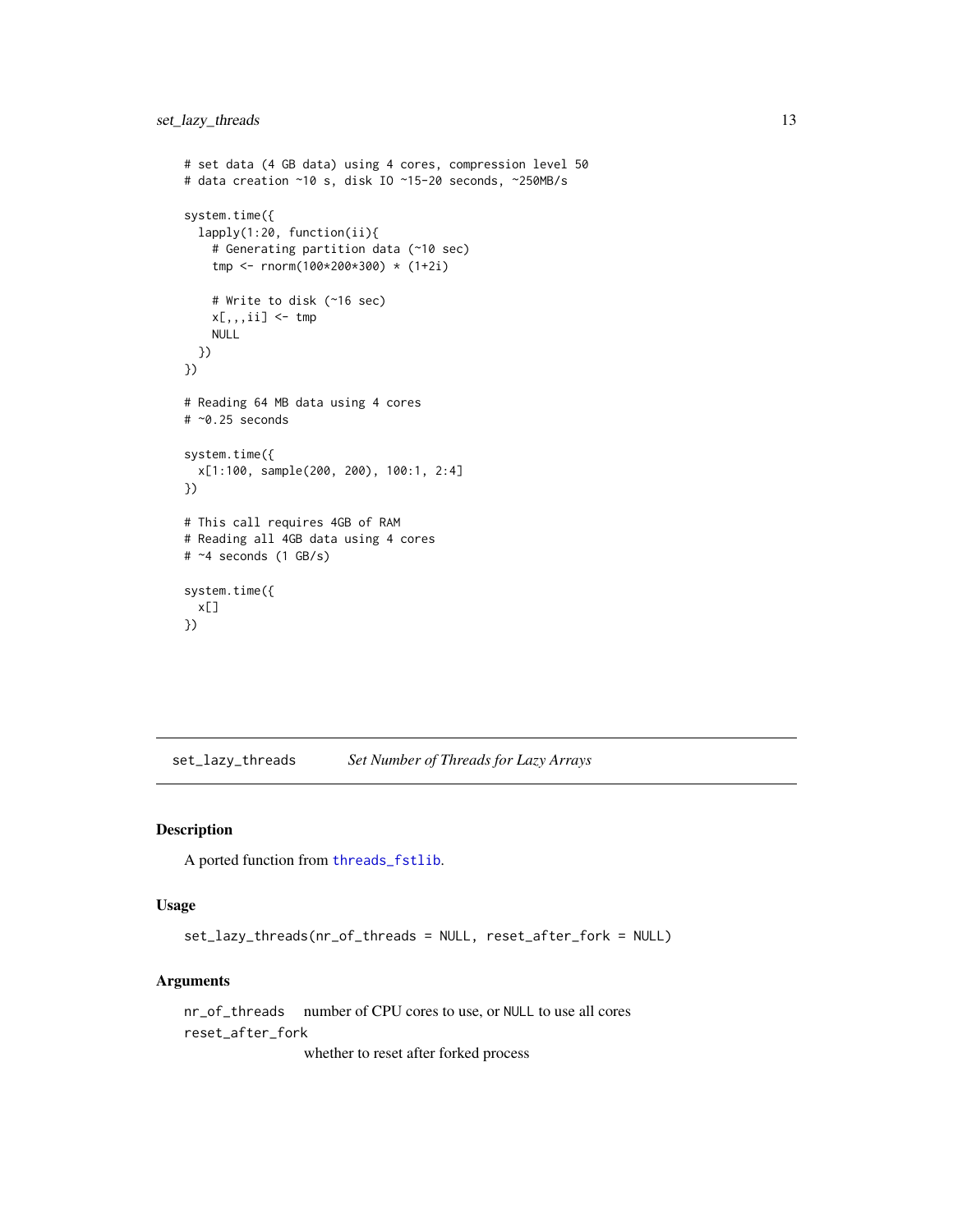```
# set data (4 GB data) using 4 cores, compression level 50
# data creation ~10 s, disk IO ~15-20 seconds, ~250MB/s

system.time({
  lapply(1:20, function(ii){
    # Generating partition data (~10 sec)
    tmp <- rnorm(100*200*300) * (1+2i)

    # Write to disk (~16 sec)
    x[,,,ii] <- tmp
    NULL
  })
})

# Reading 64 MB data using 4 cores
# ~0.25 seconds

system.time({
  x[1:100, sample(200, 200), 100:1, 2:4]
})

# This call requires 4GB of RAM
# Reading all 4GB data using 4 cores
# ~4 seconds (1 GB/s)

system.time({
  x[]
})
```

## set_lazy_threads    *Set Number of Threads for Lazy Arrays*

### Description

A ported function from threads_fstlib.

### Usage

```
set_lazy_threads(nr_of_threads = NULL, reset_after_fork = NULL)
```

### Arguments

| | |
|---|---|
| nr_of_threads | number of CPU cores to use, or NULL to use all cores |
| reset_after_fork | whether to reset after forked process |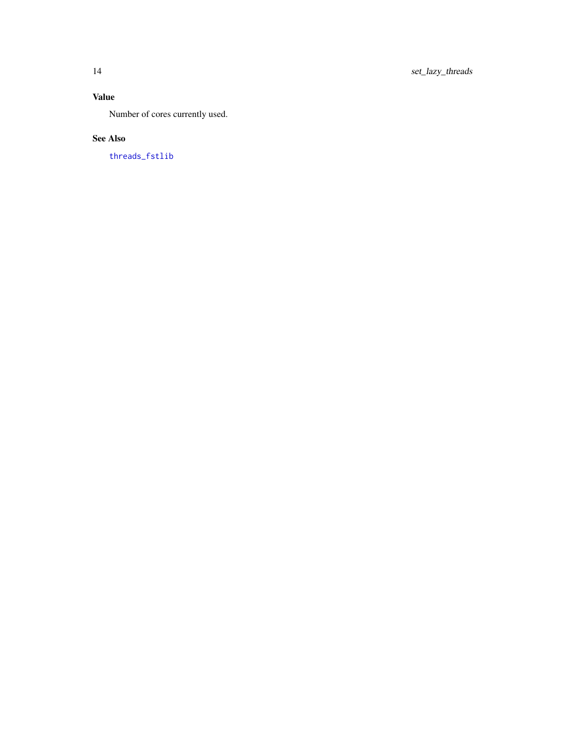### Value

Number of cores currently used.

### See Also

`threads_fstlib`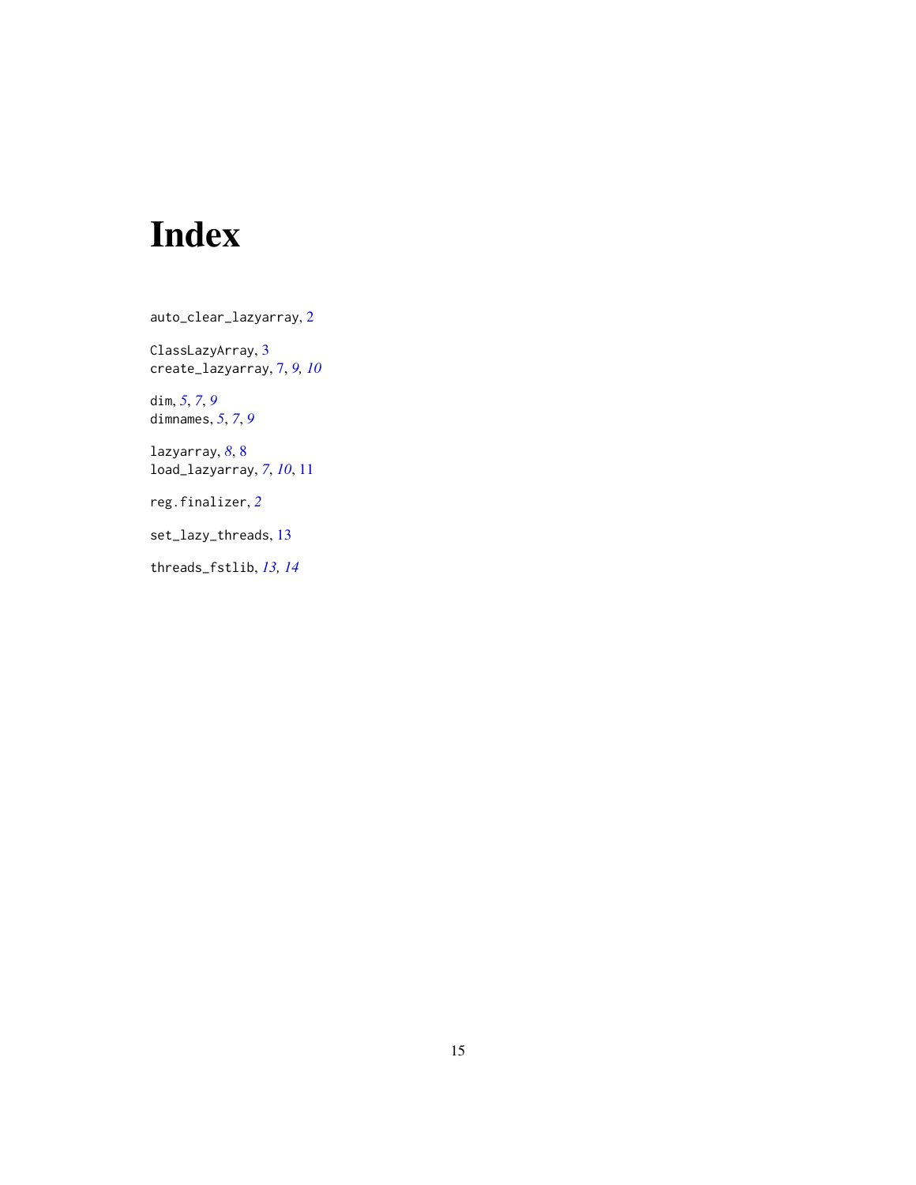# Index

auto_clear_lazyarray, 2

ClassLazyArray, 3
create_lazyarray, 7, *9, 10*

dim, *5*, *7*, *9*
dimnames, *5*, *7*, *9*

lazyarray, *8*, 8
load_lazyarray, *7*, *10*, 11

reg.finalizer, *2*

set_lazy_threads, 13

threads_fstlib, *13, 14*